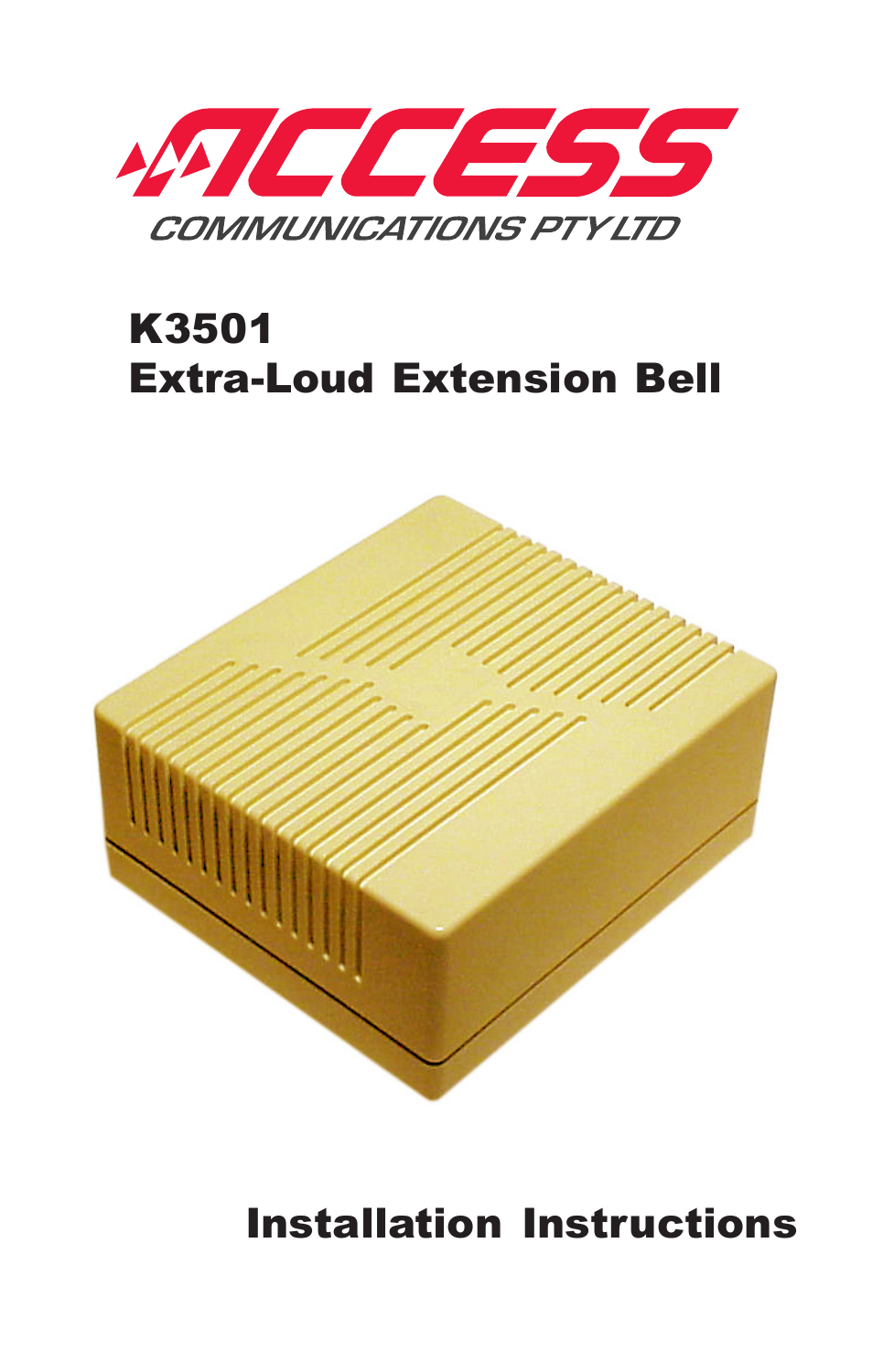ACCESS

COMMUNICATIONS PTY LTD

# K3501
# Extra-Loud Extension Bell

## Installation Instructions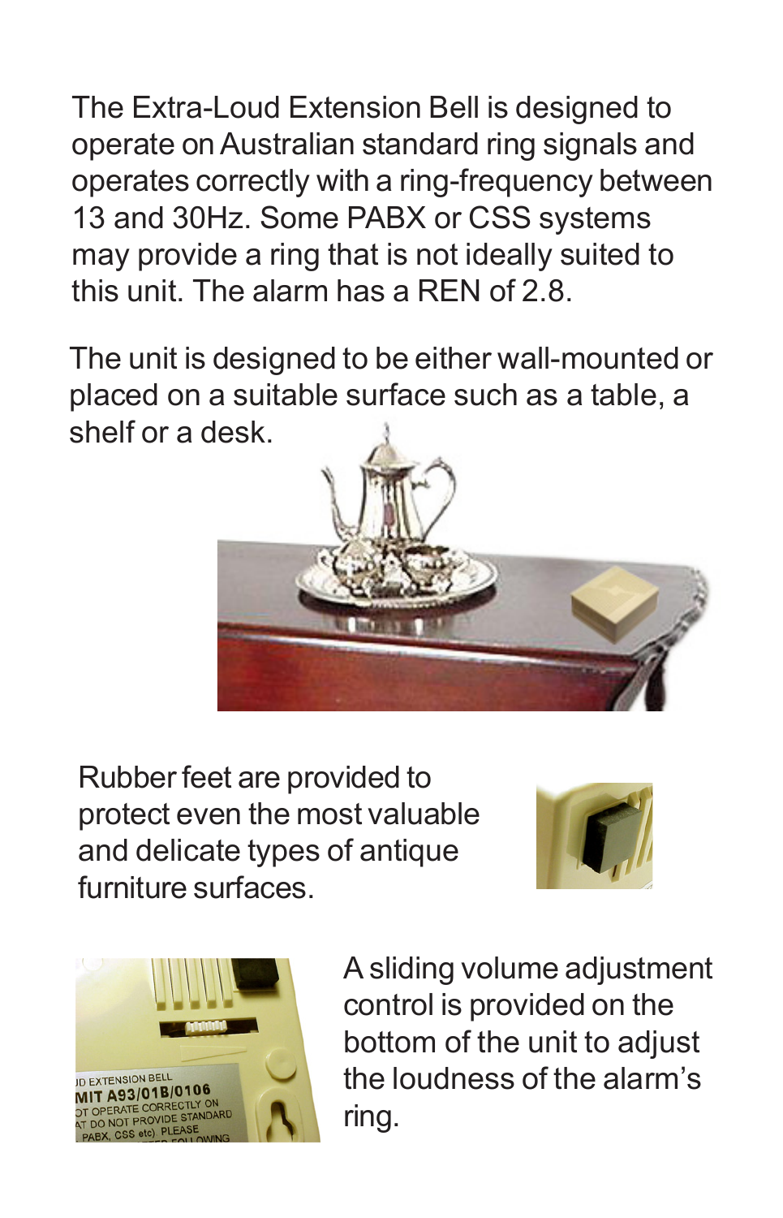The Extra-Loud Extension Bell is designed to operate on Australian standard ring signals and operates correctly with a ring-frequency between 13 and 30Hz. Some PABX or CSS systems may provide a ring that is not ideally suited to this unit. The alarm has a REN of 2.8.

The unit is designed to be either wall-mounted or placed on a suitable surface such as a table, a shelf or a desk.

Rubber feet are provided to protect even the most valuable and delicate types of antique furniture surfaces.

A sliding volume adjustment control is provided on the bottom of the unit to adjust the loudness of the alarm's ring.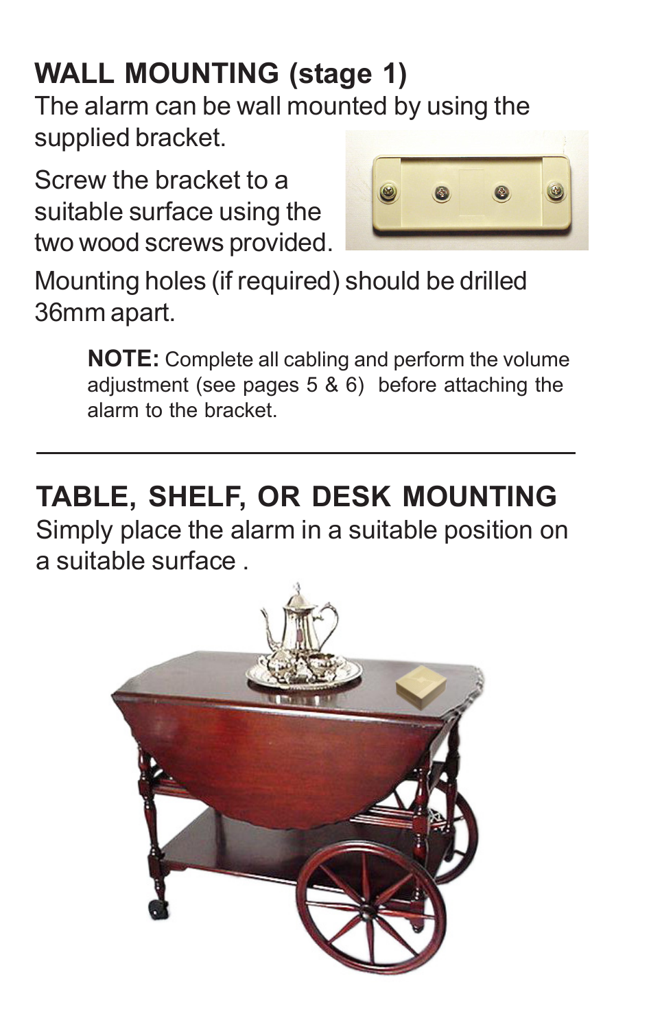## WALL MOUNTING (stage 1)

The alarm can be wall mounted by using the supplied bracket.

Screw the bracket to a suitable surface using the two wood screws provided.

Mounting holes (if required) should be drilled 36mm apart.

> **NOTE:** Complete all cabling and perform the volume adjustment (see pages 5 & 6) before attaching the alarm to the bracket.

---

## TABLE, SHELF, OR DESK MOUNTING

Simply place the alarm in a suitable position on a suitable surface .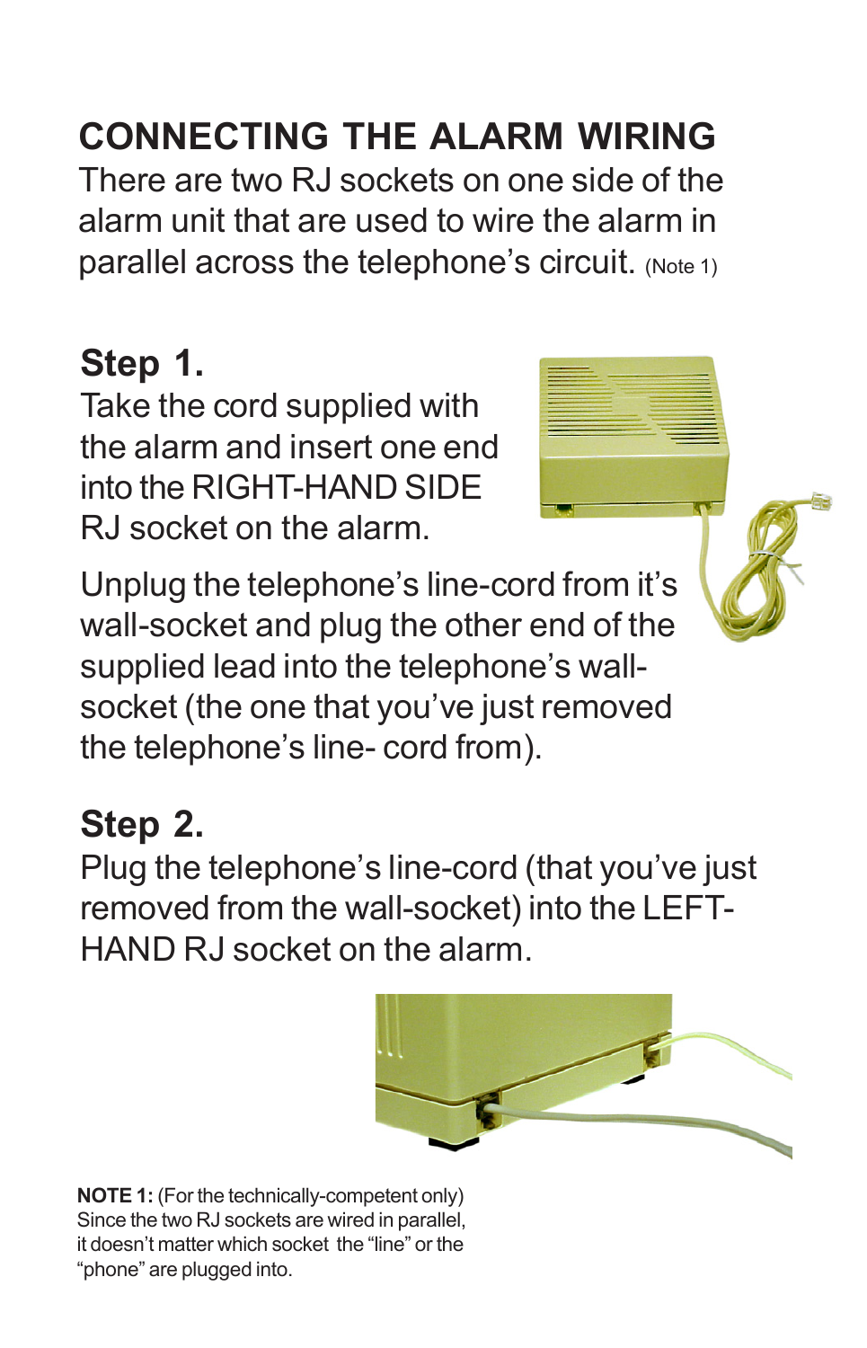## CONNECTING THE ALARM WIRING

There are two RJ sockets on one side of the alarm unit that are used to wire the alarm in parallel across the telephone's circuit. (Note 1)

### Step 1.

Take the cord supplied with the alarm and insert one end into the RIGHT-HAND SIDE RJ socket on the alarm.

Unplug the telephone's line-cord from it's wall-socket and plug the other end of the supplied lead into the telephone's wall-socket (the one that you've just removed the telephone's line- cord from).

### Step 2.

Plug the telephone's line-cord (that you've just removed from the wall-socket) into the LEFT-HAND RJ socket on the alarm.

**NOTE 1:** (For the technically-competent only) Since the two RJ sockets are wired in parallel, it doesn't matter which socket the "line" or the "phone" are plugged into.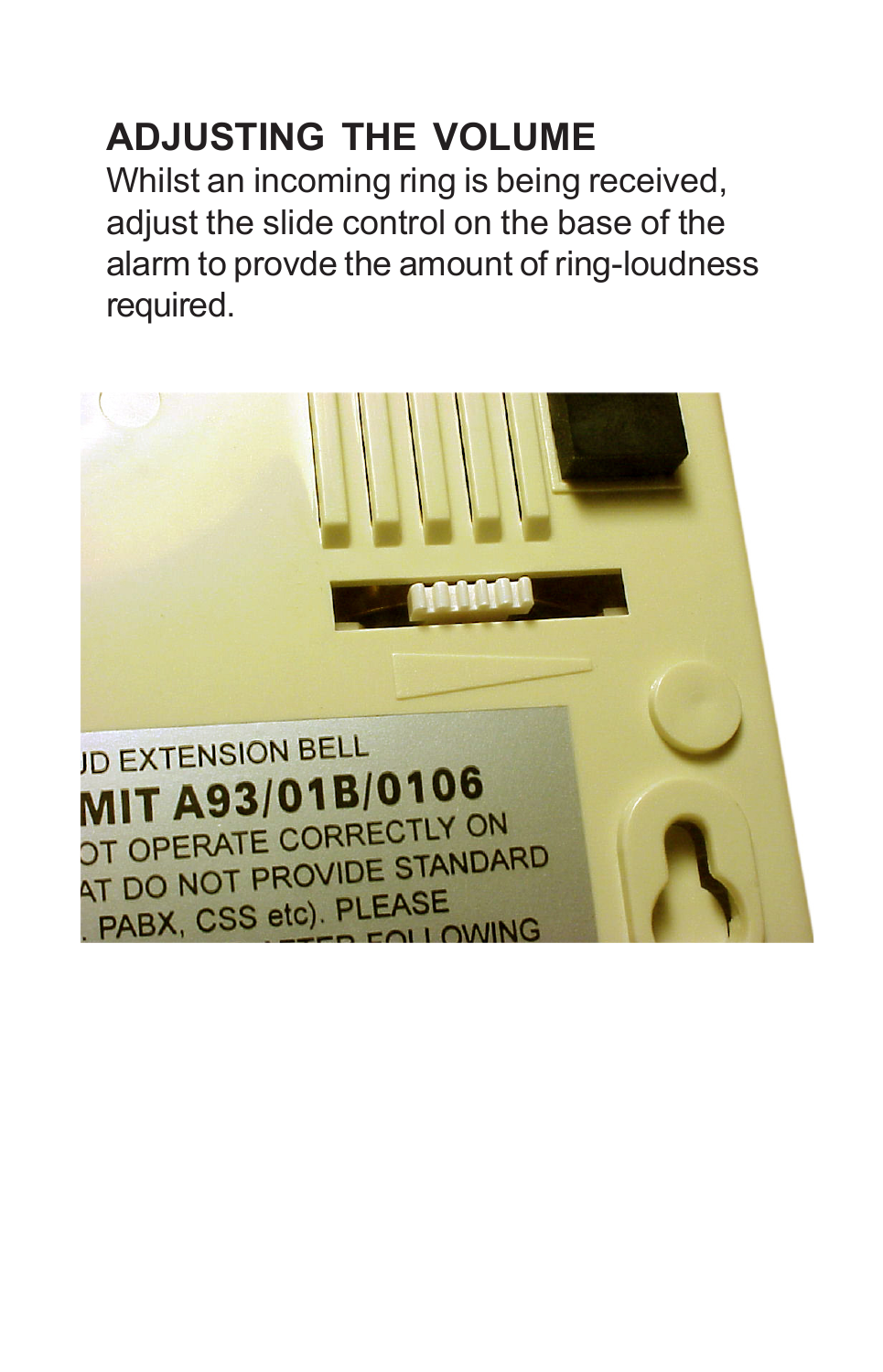## ADJUSTING THE VOLUME

Whilst an incoming ring is being received, adjust the slide control on the base of the alarm to provde the amount of ring-loudness required.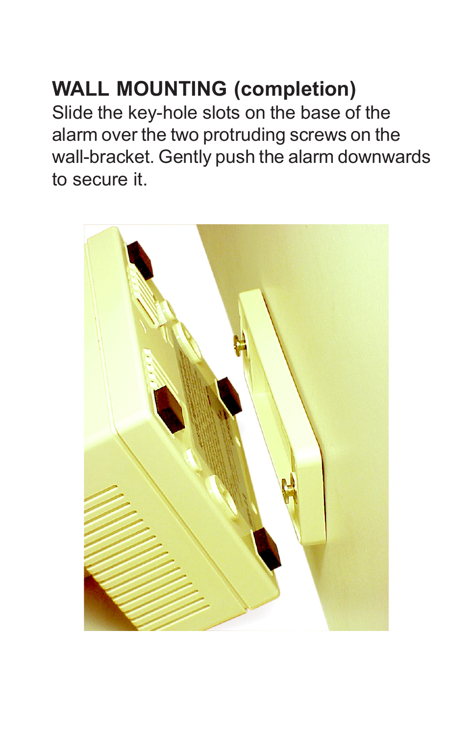## WALL MOUNTING (completion)

Slide the key-hole slots on the base of the alarm over the two protruding screws on the wall-bracket. Gently push the alarm downwards to secure it.